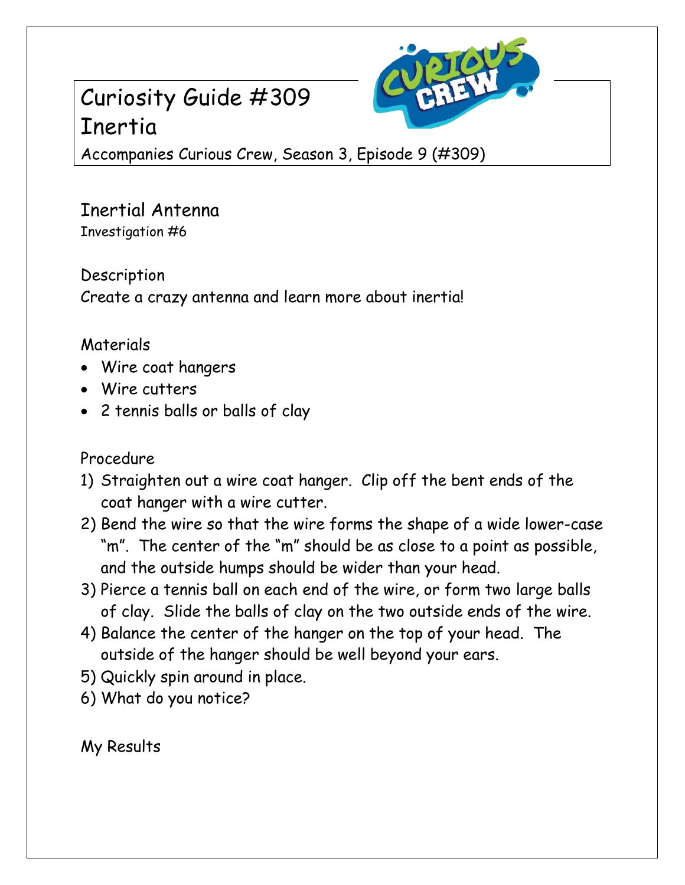# Curiosity Guide #309
# Inertia

Accompanies Curious Crew, Season 3, Episode 9 (#309)

## Inertial Antenna

Investigation #6

### Description

Create a crazy antenna and learn more about inertia!

### Materials

- Wire coat hangers
- Wire cutters
- 2 tennis balls or balls of clay

### Procedure

1) Straighten out a wire coat hanger. Clip off the bent ends of the coat hanger with a wire cutter.
2) Bend the wire so that the wire forms the shape of a wide lower-case "m". The center of the "m" should be as close to a point as possible, and the outside humps should be wider than your head.
3) Pierce a tennis ball on each end of the wire, or form two large balls of clay. Slide the balls of clay on the two outside ends of the wire.
4) Balance the center of the hanger on the top of your head. The outside of the hanger should be well beyond your ears.
5) Quickly spin around in place.
6) What do you notice?

### My Results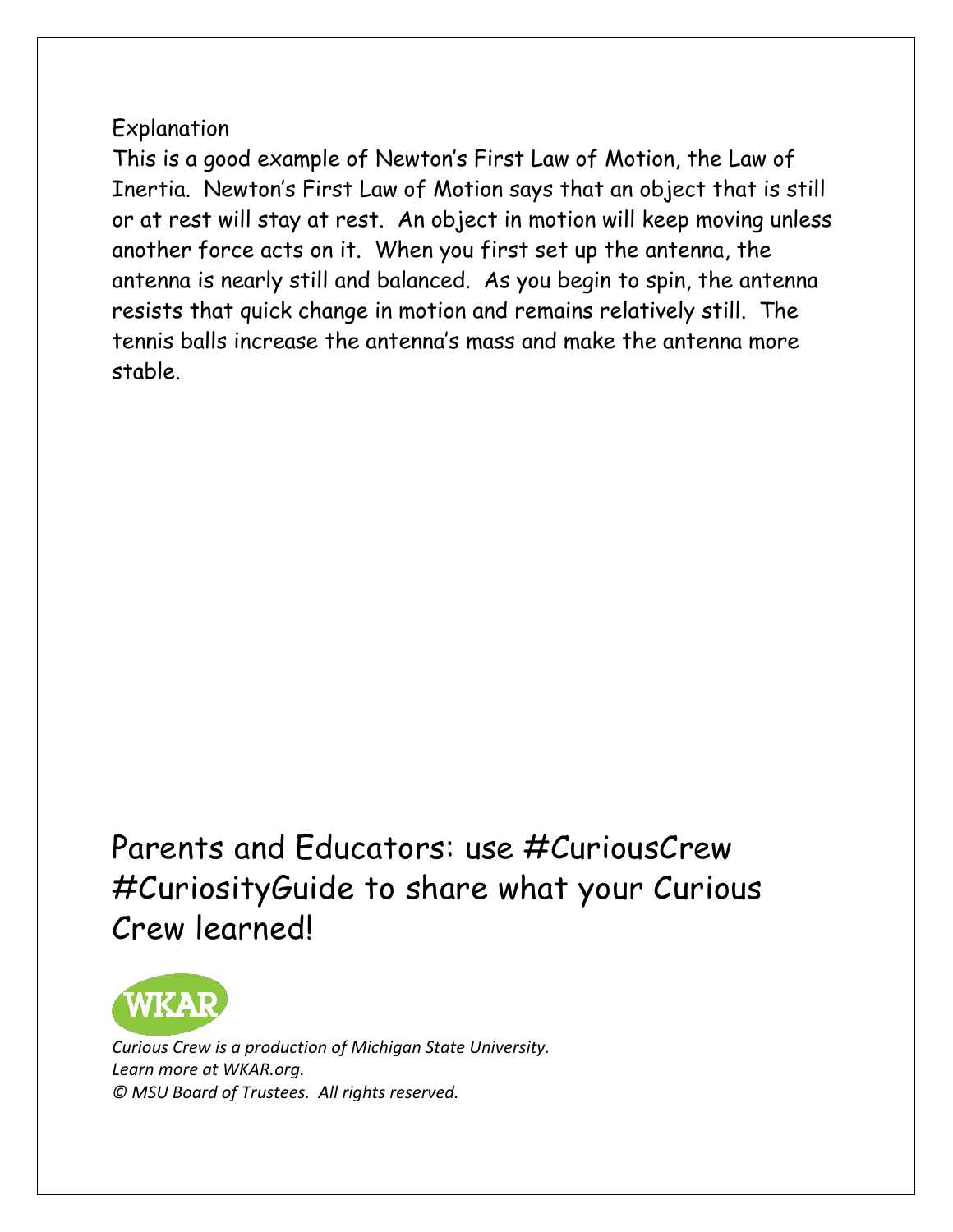## Explanation

This is a good example of Newton's First Law of Motion, the Law of Inertia. Newton's First Law of Motion says that an object that is still or at rest will stay at rest. An object in motion will keep moving unless another force acts on it. When you first set up the antenna, the antenna is nearly still and balanced. As you begin to spin, the antenna resists that quick change in motion and remains relatively still. The tennis balls increase the antenna's mass and make the antenna more stable.

## Parents and Educators: use #CuriousCrew #CuriosityGuide to share what your Curious Crew learned!

WKAR

*Curious Crew is a production of Michigan State University.*
*Learn more at WKAR.org.*
*© MSU Board of Trustees. All rights reserved.*